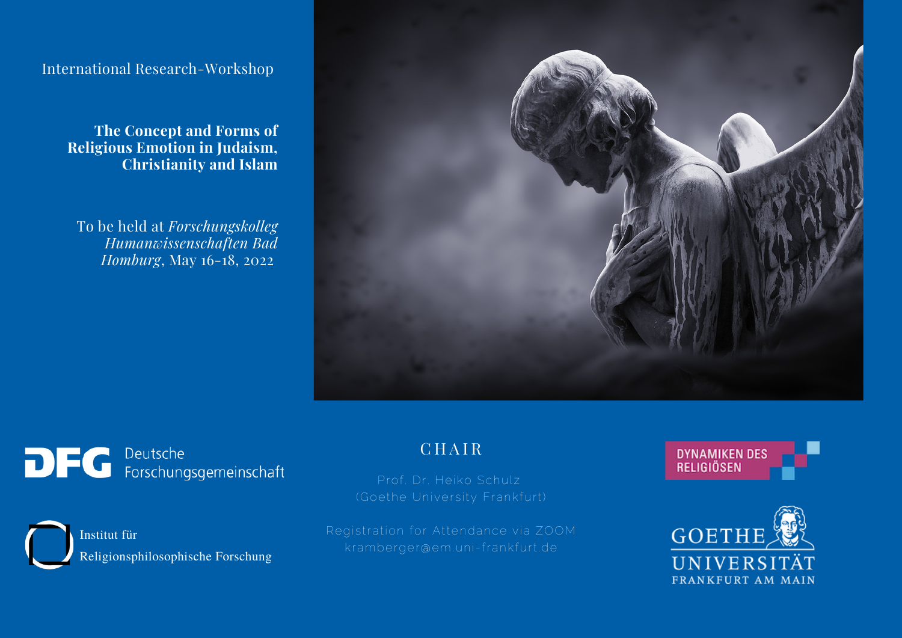International Research-Workshop

# The Concept and Forms of Religious Emotion in Judaism, Christianity and Islam

To be held at *Forschungskolleg Humanwissenschaften Bad Homburg*, May 16-18, 2022

DFG Deutsche Forschungsgemeinschaft

Institut für Religionsphilosophische Forschung

## CHAIR

Prof. Dr. Heiko Schulz
(Goethe University Frankfurt)

Registration for Attendance via ZOOM
kramberger@em.uni-frankfurt.de

DYNAMIKEN DES RELIGIÖSEN

GOETHE UNIVERSITÄT FRANKFURT AM MAIN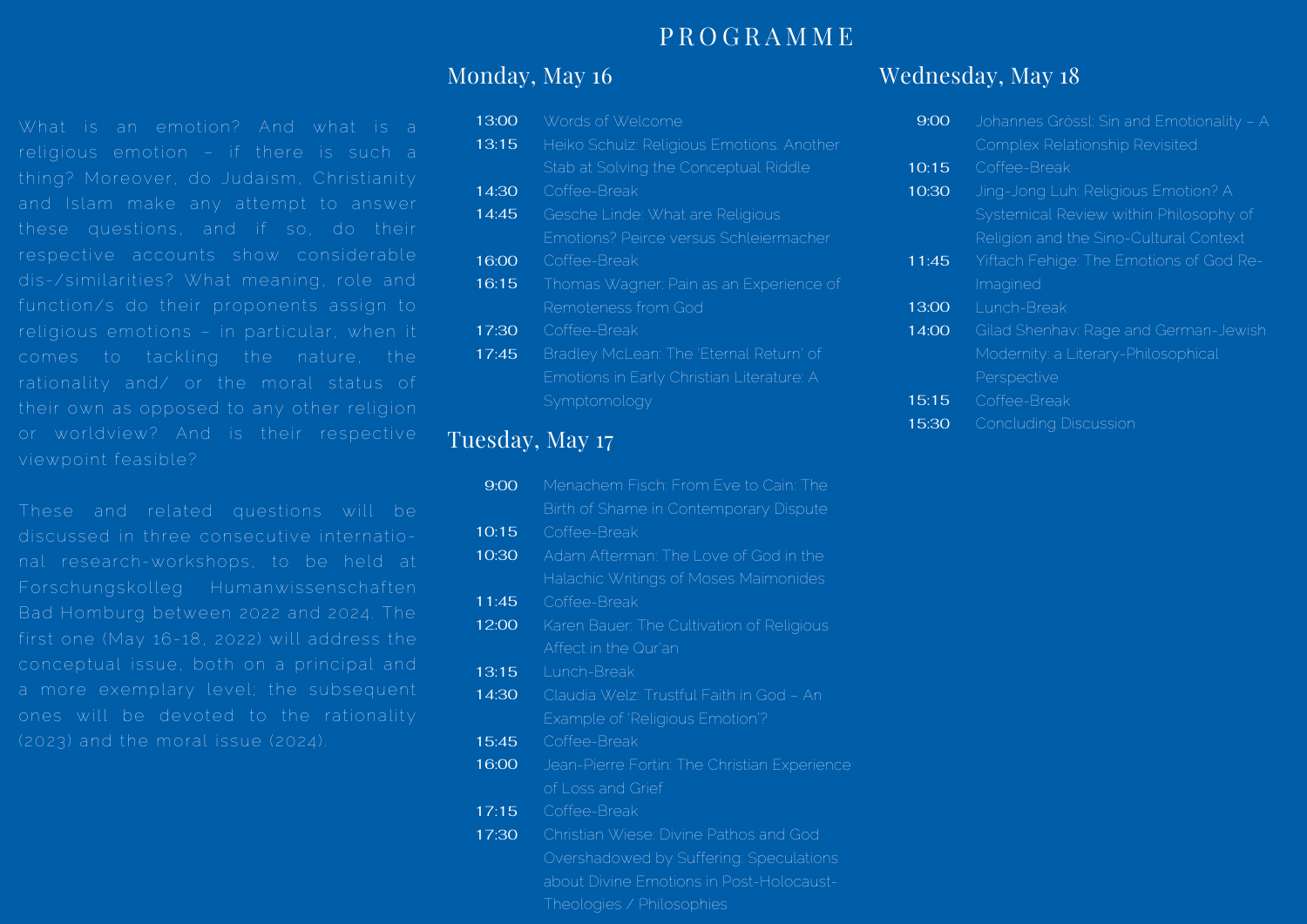What is an emotion? And what is a religious emotion – if there is such a thing? Moreover, do Judaism, Christianity and Islam make any attempt to answer these questions, and if so, do their respective accounts show considerable dis-/similarities? What meaning, role and function/s do their proponents assign to religious emotions – in particular, when it comes to tackling the nature, the rationality and/ or the moral status of their own as opposed to any other religion or worldview? And is their respective viewpoint feasible?

These and related questions will be discussed in three consecutive international research-workshops, to be held at Forschungskolleg Humanwissenschaften Bad Homburg between 2022 and 2024. The first one (May 16-18, 2022) will address the conceptual issue, both on a principal and a more exemplary level; the subsequent ones will be devoted to the rationality (2023) and the moral issue (2024).

# PROGRAMME

## Monday, May 16

| | |
|---|---|
| 13:00 | Words of Welcome |
| 13:15 | Heiko Schulz: Religious Emotions. Another Stab at Solving the Conceptual Riddle |
| 14:30 | Coffee-Break |
| 14:45 | Gesche Linde: What are Religious Emotions? Peirce versus Schleiermacher |
| 16:00 | Coffee-Break |
| 16:15 | Thomas Wagner: Pain as an Experience of Remoteness from God |
| 17:30 | Coffee-Break |
| 17:45 | Bradley McLean: The 'Eternal Return' of Emotions in Early Christian Literature: A Symptomology |

## Tuesday, May 17

| | |
|---|---|
| 9:00 | Menachem Fisch: From Eve to Cain: The Birth of Shame in Contemporary Dispute |
| 10:15 | Coffee-Break |
| 10:30 | Adam Afterman: The Love of God in the Halachic Writings of Moses Maimonides |
| 11:45 | Coffee-Break |
| 12:00 | Karen Bauer: The Cultivation of Religious Affect in the Qur'an |
| 13:15 | Lunch-Break |
| 14:30 | Claudia Welz: Trustful Faith in God – An Example of 'Religious Emotion'? |
| 15:45 | Coffee-Break |
| 16:00 | Jean-Pierre Fortin: The Christian Experience of Loss and Grief |
| 17:15 | Coffee-Break |
| 17:30 | Christian Wiese: Divine Pathos and God Overshadowed by Suffering: Speculations about Divine Emotions in Post-Holocaust-Theologies / Philosophies |

## Wednesday, May 18

| | |
|---|---|
| 9:00 | Johannes Grössl: Sin and Emotionality – A Complex Relationship Revisited |
| 10:15 | Coffee-Break |
| 10:30 | Jing-Jong Luh: Religious Emotion? A Systemical Review within Philosophy of Religion and the Sino-Cultural Context |
| 11:45 | Yiftach Fehige: The Emotions of God Re-Imagined |
| 13:00 | Lunch-Break |
| 14:00 | Gilad Shenhav: Rage and German-Jewish Modernity: a Literary-Philosophical Perspective |
| 15:15 | Coffee-Break |
| 15:30 | Concluding Discussion |